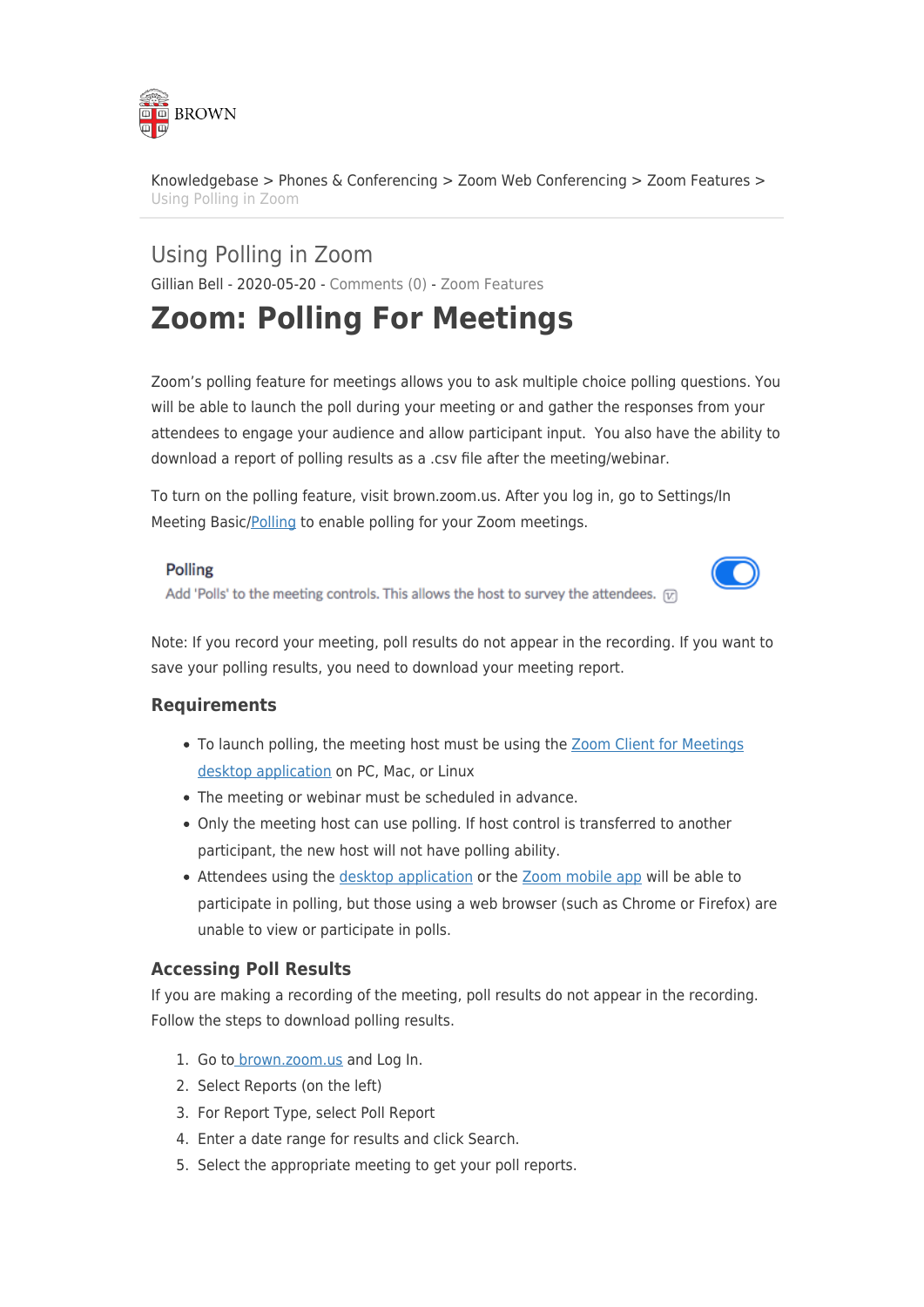Knowledgebase > Phones & Conferencing > Zoom Web Conferencing > Zoom Features > Using Polling in Zoom

# Using Polling in Zoom

Gillian Bell - 2020-05-20 - Comments (0) - Zoom Features

# Zoom: Polling For Meetings

Zoom's polling feature for meetings allows you to ask multiple choice polling questions. You will be able to launch the poll during your meeting or and gather the responses from your attendees to engage your audience and allow participant input.  You also have the ability to download a report of polling results as a .csv file after the meeting/webinar.

To turn on the polling feature, visit brown.zoom.us. After you log in, go to Settings/In Meeting Basic/Polling to enable polling for your Zoom meetings.

**Polling**
Add 'Polls' to the meeting controls. This allows the host to survey the attendees.

Note: If you record your meeting, poll results do not appear in the recording. If you want to save your polling results, you need to download your meeting report.

### Requirements

- To launch polling, the meeting host must be using the Zoom Client for Meetings desktop application on PC, Mac, or Linux
- The meeting or webinar must be scheduled in advance.
- Only the meeting host can use polling. If host control is transferred to another participant, the new host will not have polling ability.
- Attendees using the desktop application or the Zoom mobile app will be able to participate in polling, but those using a web browser (such as Chrome or Firefox) are unable to view or participate in polls.

### Accessing Poll Results

If you are making a recording of the meeting, poll results do not appear in the recording. Follow the steps to download polling results.

1. Go to brown.zoom.us and Log In.
2. Select Reports (on the left)
3. For Report Type, select Poll Report
4. Enter a date range for results and click Search.
5. Select the appropriate meeting to get your poll reports.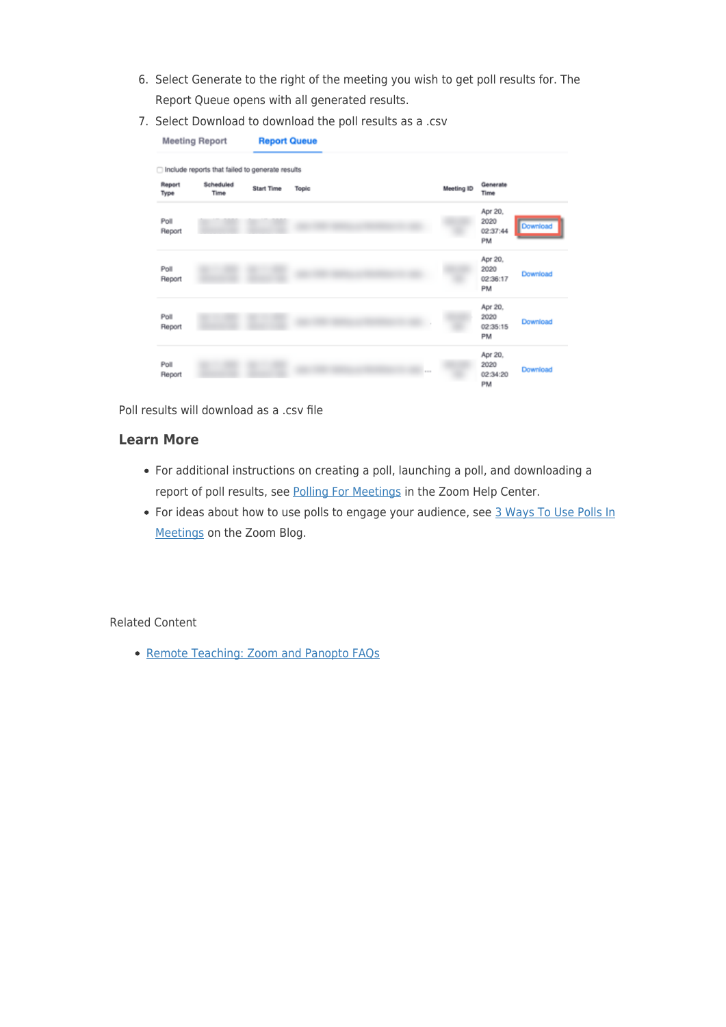6. Select Generate to the right of the meeting you wish to get poll results for. The Report Queue opens with all generated results.
7. Select Download to download the poll results as a .csv

Meeting Report | Report Queue

☐ Include reports that failed to generate results

| Report Type | Scheduled Time | Start Time | Topic | Meeting ID | Generate Time | |
|---|---|---|---|---|---|---|
| Poll Report | | | | | Apr 20, 2020 02:37:44 PM | Download |
| Poll Report | | | | | Apr 20, 2020 02:36:17 PM | Download |
| Poll Report | | | | | Apr 20, 2020 02:35:15 PM | Download |
| Poll Report | | | | | Apr 20, 2020 02:34:20 PM | Download |

Poll results will download as a .csv file

### Learn More

- For additional instructions on creating a poll, launching a poll, and downloading a report of poll results, see Polling For Meetings in the Zoom Help Center.
- For ideas about how to use polls to engage your audience, see 3 Ways To Use Polls In Meetings on the Zoom Blog.

Related Content

- Remote Teaching: Zoom and Panopto FAQs